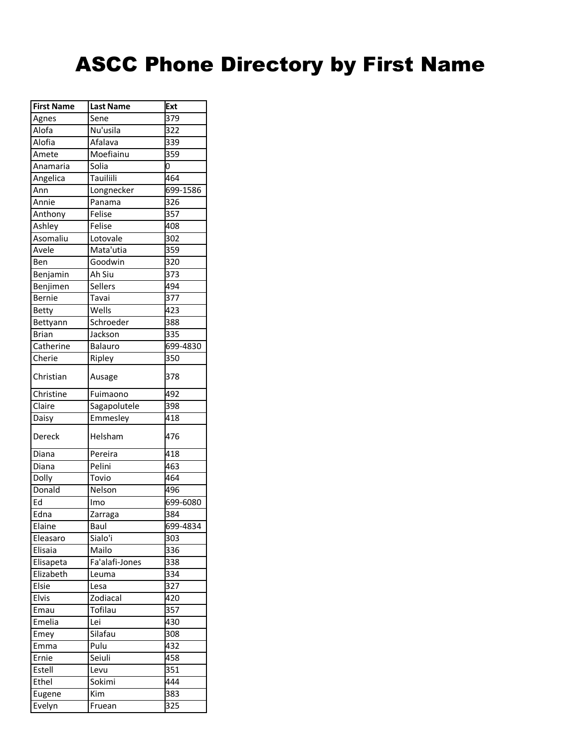# ASCC Phone Directory by First Name

| First Name | Last Name | Ext |
|---|---|---|
| Agnes | Sene | 379 |
| Alofa | Nu'usila | 322 |
| Alofia | Afalava | 339 |
| Amete | Moefiainu | 359 |
| Anamaria | Solia | 0 |
| Angelica | Tauiliili | 464 |
| Ann | Longnecker | 699-1586 |
| Annie | Panama | 326 |
| Anthony | Felise | 357 |
| Ashley | Felise | 408 |
| Asomaliu | Lotovale | 302 |
| Avele | Mata'utia | 359 |
| Ben | Goodwin | 320 |
| Benjamin | Ah Siu | 373 |
| Benjimen | Sellers | 494 |
| Bernie | Tavai | 377 |
| Betty | Wells | 423 |
| Bettyann | Schroeder | 388 |
| Brian | Jackson | 335 |
| Catherine | Balauro | 699-4830 |
| Cherie | Ripley | 350 |
| Christian | Ausage | 378 |
| Christine | Fuimaono | 492 |
| Claire | Sagapolutele | 398 |
| Daisy | Emmesley | 418 |
| Dereck | Helsham | 476 |
| Diana | Pereira | 418 |
| Diana | Pelini | 463 |
| Dolly | Tovio | 464 |
| Donald | Nelson | 496 |
| Ed | Imo | 699-6080 |
| Edna | Zarraga | 384 |
| Elaine | Baul | 699-4834 |
| Eleasaro | Sialo'i | 303 |
| Elisaia | Mailo | 336 |
| Elisapeta | Fa'alafi-Jones | 338 |
| Elizabeth | Leuma | 334 |
| Elsie | Lesa | 327 |
| Elvis | Zodiacal | 420 |
| Emau | Tofilau | 357 |
| Emelia | Lei | 430 |
| Emey | Silafau | 308 |
| Emma | Pulu | 432 |
| Ernie | Seiuli | 458 |
| Estell | Levu | 351 |
| Ethel | Sokimi | 444 |
| Eugene | Kim | 383 |
| Evelyn | Fruean | 325 |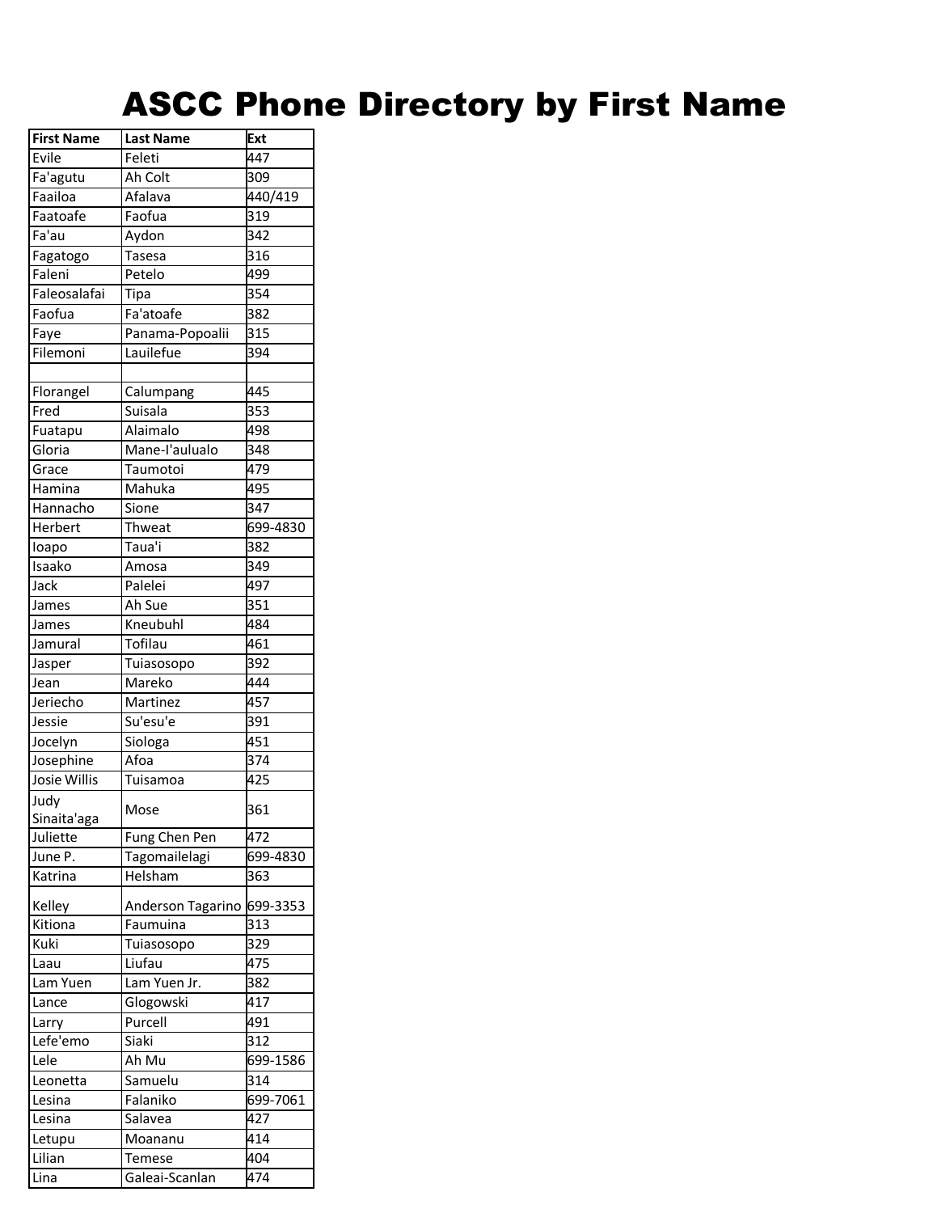# ASCC Phone Directory by First Name

| First Name | Last Name | Ext |
|---|---|---|
| Evile | Feleti | 447 |
| Fa'agutu | Ah Colt | 309 |
| Faailoa | Afalava | 440/419 |
| Faatoafe | Faofua | 319 |
| Fa'au | Aydon | 342 |
| Fagatogo | Tasesa | 316 |
| Faleni | Petelo | 499 |
| Faleosalafai | Tipa | 354 |
| Faofua | Fa'atoafe | 382 |
| Faye | Panama-Popoalii | 315 |
| Filemoni | Lauilefue | 394 |
| | | |
| Florangel | Calumpang | 445 |
| Fred | Suisala | 353 |
| Fuatapu | Alaimalo | 498 |
| Gloria | Mane-I'aulualo | 348 |
| Grace | Taumotoi | 479 |
| Hamina | Mahuka | 495 |
| Hannacho | Sione | 347 |
| Herbert | Thweat | 699-4830 |
| Ioapo | Taua'i | 382 |
| Isaako | Amosa | 349 |
| Jack | Palelei | 497 |
| James | Ah Sue | 351 |
| James | Kneubuhl | 484 |
| Jamural | Tofilau | 461 |
| Jasper | Tuiasosopo | 392 |
| Jean | Mareko | 444 |
| Jeriecho | Martinez | 457 |
| Jessie | Su'esu'e | 391 |
| Jocelyn | Siologa | 451 |
| Josephine | Afoa | 374 |
| Josie Willis | Tuisamoa | 425 |
| Judy Sinaita'aga | Mose | 361 |
| Juliette | Fung Chen Pen | 472 |
| June P. | Tagomailelagi | 699-4830 |
| Katrina | Helsham | 363 |
| Kelley | Anderson Tagarino | 699-3353 |
| Kitiona | Faumuina | 313 |
| Kuki | Tuiasosopo | 329 |
| Laau | Liufau | 475 |
| Lam Yuen | Lam Yuen Jr. | 382 |
| Lance | Glogowski | 417 |
| Larry | Purcell | 491 |
| Lefe'emo | Siaki | 312 |
| Lele | Ah Mu | 699-1586 |
| Leonetta | Samuelu | 314 |
| Lesina | Falaniko | 699-7061 |
| Lesina | Salavea | 427 |
| Letupu | Moananu | 414 |
| Lilian | Temese | 404 |
| Lina | Galeai-Scanlan | 474 |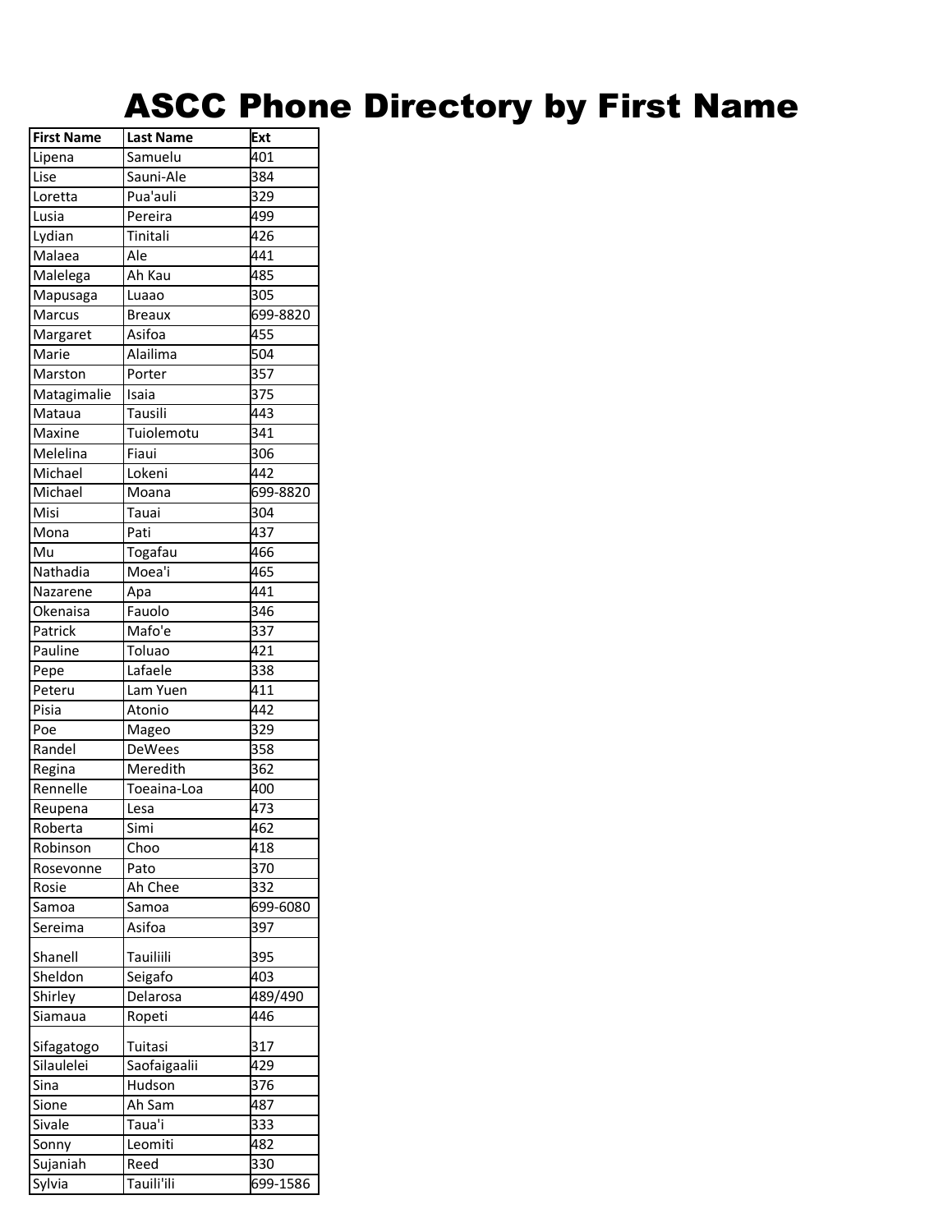# ASCC Phone Directory by First Name

| First Name | Last Name | Ext |
|---|---|---|
| Lipena | Samuelu | 401 |
| Lise | Sauni-Ale | 384 |
| Loretta | Pua'auli | 329 |
| Lusia | Pereira | 499 |
| Lydian | Tinitali | 426 |
| Malaea | Ale | 441 |
| Malelega | Ah Kau | 485 |
| Mapusaga | Luaao | 305 |
| Marcus | Breaux | 699-8820 |
| Margaret | Asifoa | 455 |
| Marie | Alailima | 504 |
| Marston | Porter | 357 |
| Matagimalie | Isaia | 375 |
| Mataua | Tausili | 443 |
| Maxine | Tuiolemotu | 341 |
| Melelina | Fiaui | 306 |
| Michael | Lokeni | 442 |
| Michael | Moana | 699-8820 |
| Misi | Tauai | 304 |
| Mona | Pati | 437 |
| Mu | Togafau | 466 |
| Nathadia | Moea'i | 465 |
| Nazarene | Apa | 441 |
| Okenaisa | Fauolo | 346 |
| Patrick | Mafo'e | 337 |
| Pauline | Toluao | 421 |
| Pepe | Lafaele | 338 |
| Peteru | Lam Yuen | 411 |
| Pisia | Atonio | 442 |
| Poe | Mageo | 329 |
| Randel | DeWees | 358 |
| Regina | Meredith | 362 |
| Rennelle | Toeaina-Loa | 400 |
| Reupena | Lesa | 473 |
| Roberta | Simi | 462 |
| Robinson | Choo | 418 |
| Rosevonne | Pato | 370 |
| Rosie | Ah Chee | 332 |
| Samoa | Samoa | 699-6080 |
| Sereima | Asifoa | 397 |
| Shanell | Tauiliili | 395 |
| Sheldon | Seigafo | 403 |
| Shirley | Delarosa | 489/490 |
| Siamaua | Ropeti | 446 |
| Sifagatogo | Tuitasi | 317 |
| Silaulelei | Saofaigaalii | 429 |
| Sina | Hudson | 376 |
| Sione | Ah Sam | 487 |
| Sivale | Taua'i | 333 |
| Sonny | Leomiti | 482 |
| Sujaniah | Reed | 330 |
| Sylvia | Tauili'ili | 699-1586 |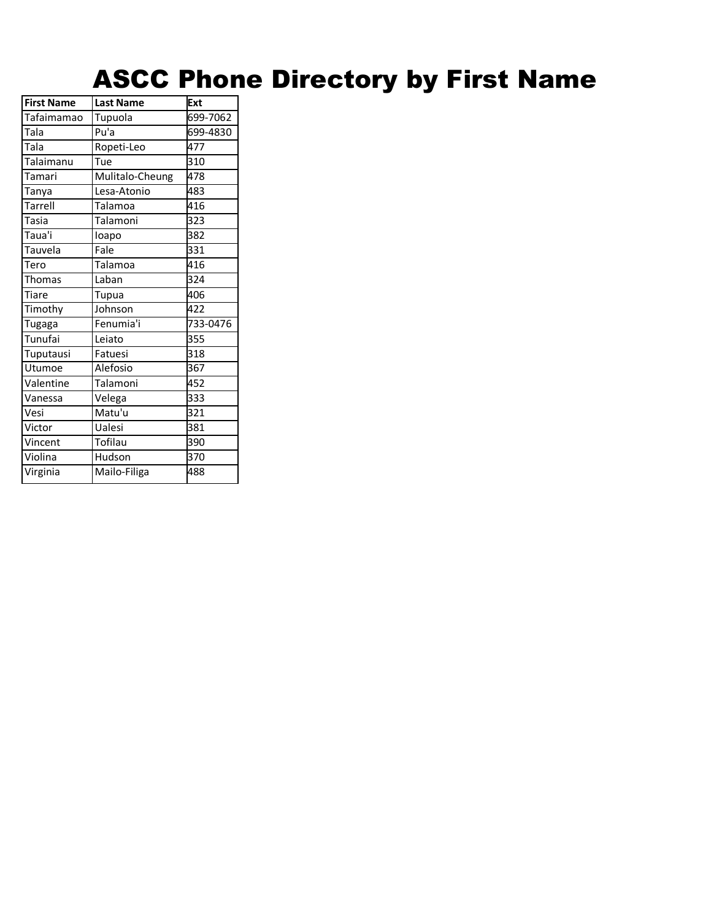# ASCC Phone Directory by First Name

| First Name | Last Name | Ext |
| --- | --- | --- |
| Tafaimamao | Tupuola | 699-7062 |
| Tala | Pu'a | 699-4830 |
| Tala | Ropeti-Leo | 477 |
| Talaimanu | Tue | 310 |
| Tamari | Mulitalo-Cheung | 478 |
| Tanya | Lesa-Atonio | 483 |
| Tarrell | Talamoa | 416 |
| Tasia | Talamoni | 323 |
| Taua'i | Ioapo | 382 |
| Tauvela | Fale | 331 |
| Tero | Talamoa | 416 |
| Thomas | Laban | 324 |
| Tiare | Tupua | 406 |
| Timothy | Johnson | 422 |
| Tugaga | Fenumia'i | 733-0476 |
| Tunufai | Leiato | 355 |
| Tuputausi | Fatuesi | 318 |
| Utumoe | Alefosio | 367 |
| Valentine | Talamoni | 452 |
| Vanessa | Velega | 333 |
| Vesi | Matu'u | 321 |
| Victor | Ualesi | 381 |
| Vincent | Tofilau | 390 |
| Violina | Hudson | 370 |
| Virginia | Mailo-Filiga | 488 |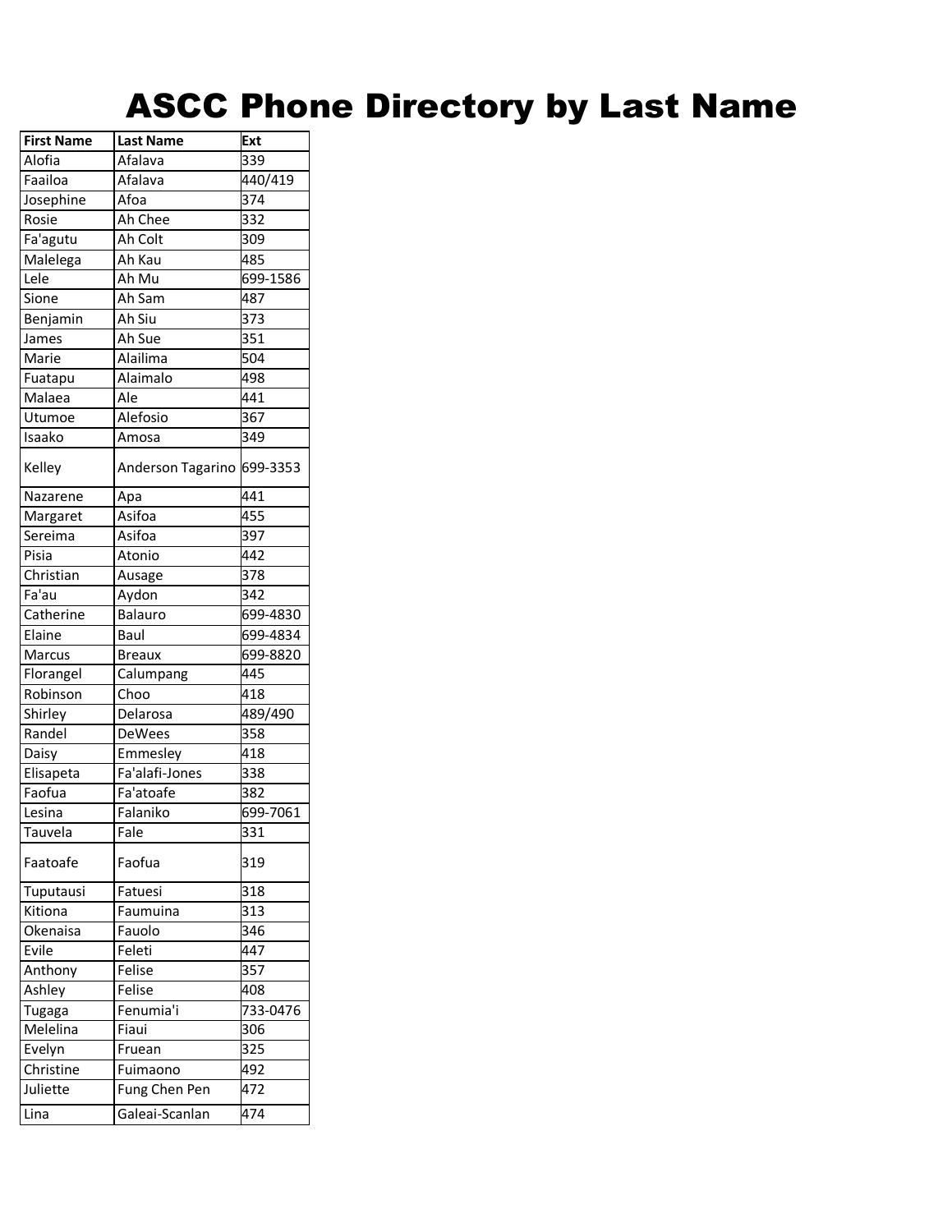# ASCC Phone Directory by Last Name

| First Name | Last Name | Ext |
|---|---|---|
| Alofia | Afalava | 339 |
| Faailoa | Afalava | 440/419 |
| Josephine | Afoa | 374 |
| Rosie | Ah Chee | 332 |
| Fa'agutu | Ah Colt | 309 |
| Malelega | Ah Kau | 485 |
| Lele | Ah Mu | 699-1586 |
| Sione | Ah Sam | 487 |
| Benjamin | Ah Siu | 373 |
| James | Ah Sue | 351 |
| Marie | Alailima | 504 |
| Fuatapu | Alaimalo | 498 |
| Malaea | Ale | 441 |
| Utumoe | Alefosio | 367 |
| Isaako | Amosa | 349 |
| Kelley | Anderson Tagarino | 699-3353 |
| Nazarene | Apa | 441 |
| Margaret | Asifoa | 455 |
| Sereima | Asifoa | 397 |
| Pisia | Atonio | 442 |
| Christian | Ausage | 378 |
| Fa'au | Aydon | 342 |
| Catherine | Balauro | 699-4830 |
| Elaine | Baul | 699-4834 |
| Marcus | Breaux | 699-8820 |
| Florangel | Calumpang | 445 |
| Robinson | Choo | 418 |
| Shirley | Delarosa | 489/490 |
| Randel | DeWees | 358 |
| Daisy | Emmesley | 418 |
| Elisapeta | Fa'alafi-Jones | 338 |
| Faofua | Fa'atoafe | 382 |
| Lesina | Falaniko | 699-7061 |
| Tauvela | Fale | 331 |
| Faatoafe | Faofua | 319 |
| Tuputausi | Fatuesi | 318 |
| Kitiona | Faumuina | 313 |
| Okenaisa | Fauolo | 346 |
| Evile | Feleti | 447 |
| Anthony | Felise | 357 |
| Ashley | Felise | 408 |
| Tugaga | Fenumia'i | 733-0476 |
| Melelina | Fiaui | 306 |
| Evelyn | Fruean | 325 |
| Christine | Fuimaono | 492 |
| Juliette | Fung Chen Pen | 472 |
| Lina | Galeai-Scanlan | 474 |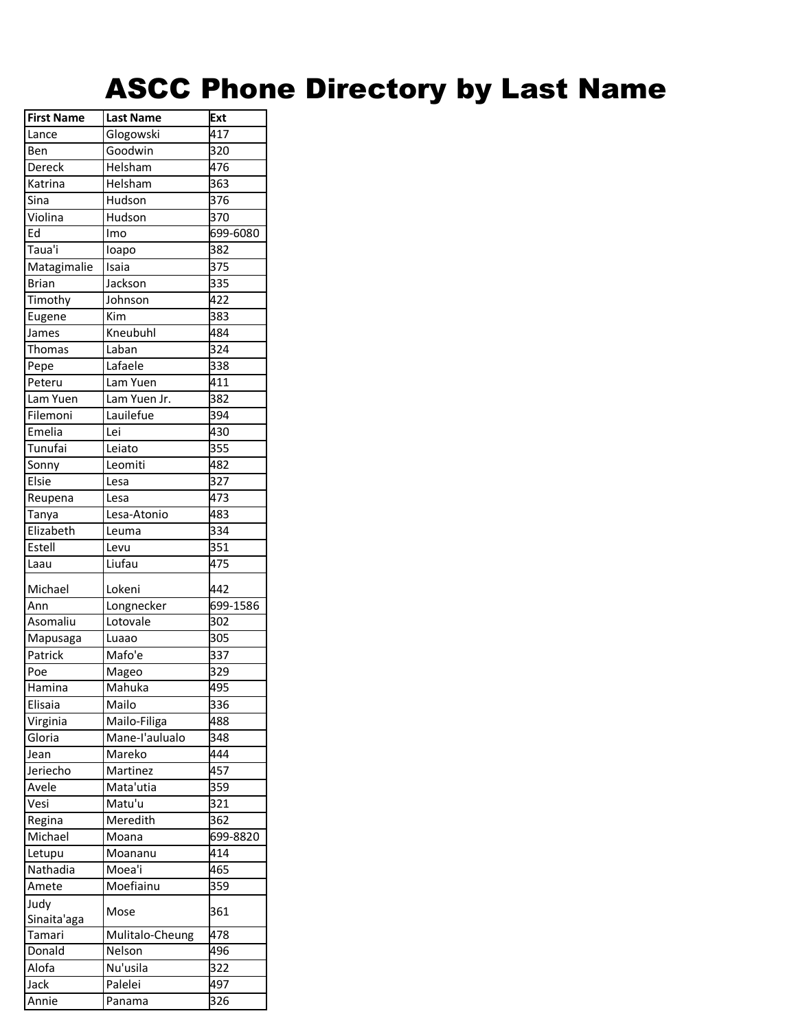# ASCC Phone Directory by Last Name

| First Name | Last Name | Ext |
|---|---|---|
| Lance | Glogowski | 417 |
| Ben | Goodwin | 320 |
| Dereck | Helsham | 476 |
| Katrina | Helsham | 363 |
| Sina | Hudson | 376 |
| Violina | Hudson | 370 |
| Ed | Imo | 699-6080 |
| Taua'i | Ioapo | 382 |
| Matagimalie | Isaia | 375 |
| Brian | Jackson | 335 |
| Timothy | Johnson | 422 |
| Eugene | Kim | 383 |
| James | Kneubuhl | 484 |
| Thomas | Laban | 324 |
| Pepe | Lafaele | 338 |
| Peteru | Lam Yuen | 411 |
| Lam Yuen | Lam Yuen Jr. | 382 |
| Filemoni | Lauilefue | 394 |
| Emelia | Lei | 430 |
| Tunufai | Leiato | 355 |
| Sonny | Leomiti | 482 |
| Elsie | Lesa | 327 |
| Reupena | Lesa | 473 |
| Tanya | Lesa-Atonio | 483 |
| Elizabeth | Leuma | 334 |
| Estell | Levu | 351 |
| Laau | Liufau | 475 |
| Michael | Lokeni | 442 |
| Ann | Longnecker | 699-1586 |
| Asomaliu | Lotovale | 302 |
| Mapusaga | Luaao | 305 |
| Patrick | Mafo'e | 337 |
| Poe | Mageo | 329 |
| Hamina | Mahuka | 495 |
| Elisaia | Mailo | 336 |
| Virginia | Mailo-Filiga | 488 |
| Gloria | Mane-I'aulualo | 348 |
| Jean | Mareko | 444 |
| Jeriecho | Martinez | 457 |
| Avele | Mata'utia | 359 |
| Vesi | Matu'u | 321 |
| Regina | Meredith | 362 |
| Michael | Moana | 699-8820 |
| Letupu | Moananu | 414 |
| Nathadia | Moea'i | 465 |
| Amete | Moefiainu | 359 |
| Judy Sinaita'aga | Mose | 361 |
| Tamari | Mulitalo-Cheung | 478 |
| Donald | Nelson | 496 |
| Alofa | Nu'usila | 322 |
| Jack | Palelei | 497 |
| Annie | Panama | 326 |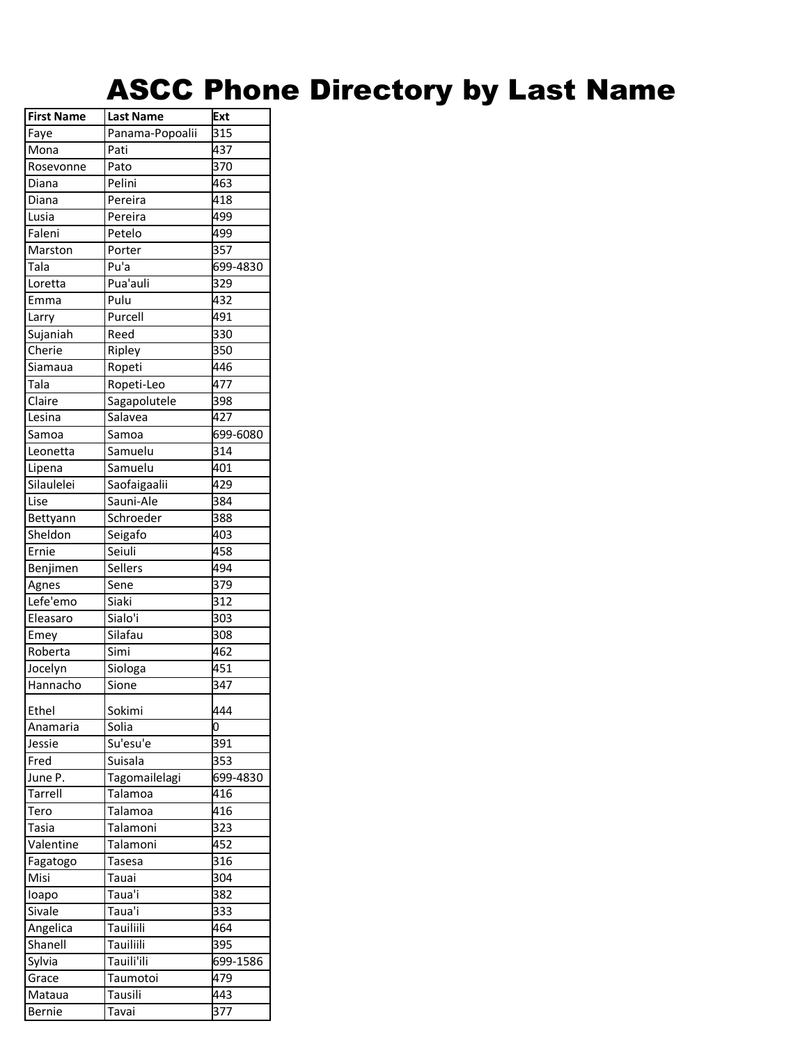# ASCC Phone Directory by Last Name

| First Name | Last Name | Ext |
|---|---|---|
| Faye | Panama-Popoalii | 315 |
| Mona | Pati | 437 |
| Rosevonne | Pato | 370 |
| Diana | Pelini | 463 |
| Diana | Pereira | 418 |
| Lusia | Pereira | 499 |
| Faleni | Petelo | 499 |
| Marston | Porter | 357 |
| Tala | Pu'a | 699-4830 |
| Loretta | Pua'auli | 329 |
| Emma | Pulu | 432 |
| Larry | Purcell | 491 |
| Sujaniah | Reed | 330 |
| Cherie | Ripley | 350 |
| Siamaua | Ropeti | 446 |
| Tala | Ropeti-Leo | 477 |
| Claire | Sagapolutele | 398 |
| Lesina | Salavea | 427 |
| Samoa | Samoa | 699-6080 |
| Leonetta | Samuelu | 314 |
| Lipena | Samuelu | 401 |
| Silaulelei | Saofaigaalii | 429 |
| Lise | Sauni-Ale | 384 |
| Bettyann | Schroeder | 388 |
| Sheldon | Seigafo | 403 |
| Ernie | Seiuli | 458 |
| Benjimen | Sellers | 494 |
| Agnes | Sene | 379 |
| Lefe'emo | Siaki | 312 |
| Eleasaro | Sialo'i | 303 |
| Emey | Silafau | 308 |
| Roberta | Simi | 462 |
| Jocelyn | Siologa | 451 |
| Hannacho | Sione | 347 |
| Ethel | Sokimi | 444 |
| Anamaria | Solia | 0 |
| Jessie | Su'esu'e | 391 |
| Fred | Suisala | 353 |
| June P. | Tagomailelagi | 699-4830 |
| Tarrell | Talamoa | 416 |
| Tero | Talamoa | 416 |
| Tasia | Talamoni | 323 |
| Valentine | Talamoni | 452 |
| Fagatogo | Tasesa | 316 |
| Misi | Tauai | 304 |
| Ioapo | Taua'i | 382 |
| Sivale | Taua'i | 333 |
| Angelica | Tauiliili | 464 |
| Shanell | Tauiliili | 395 |
| Sylvia | Tauili'ili | 699-1586 |
| Grace | Taumotoi | 479 |
| Mataua | Tausili | 443 |
| Bernie | Tavai | 377 |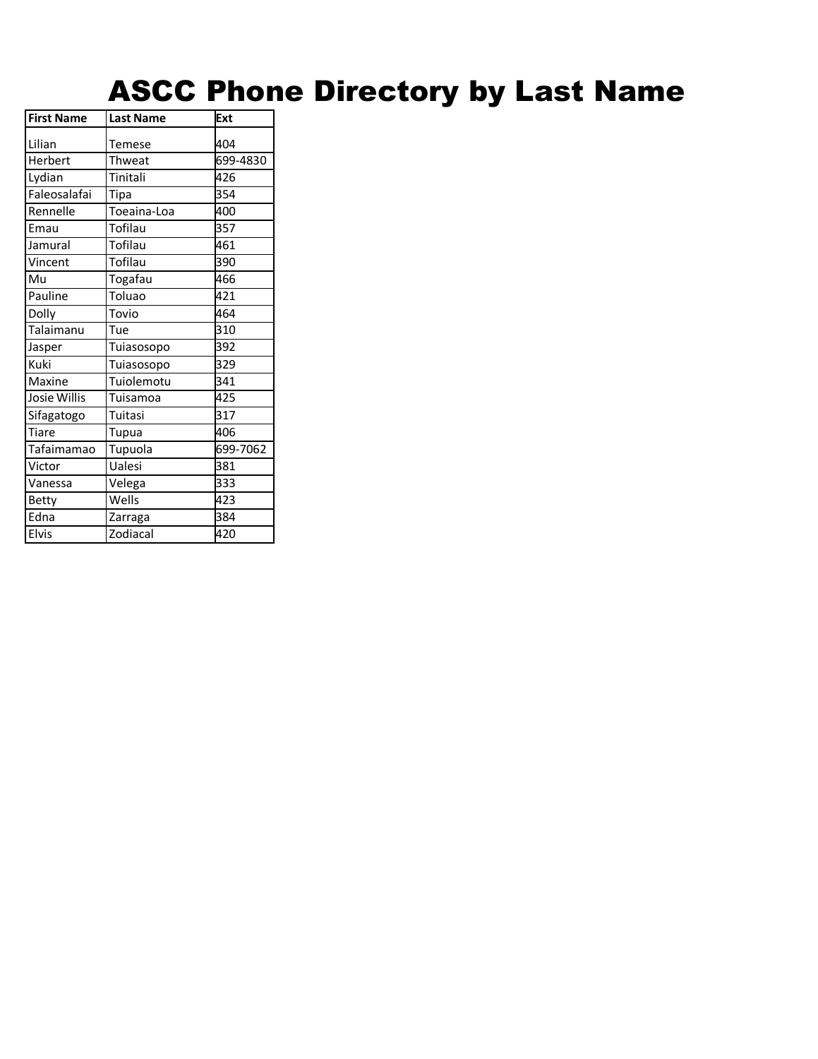# ASCC Phone Directory by Last Name

| First Name | Last Name | Ext |
|---|---|---|
| Lilian | Temese | 404 |
| Herbert | Thweat | 699-4830 |
| Lydian | Tinitali | 426 |
| Faleosalafai | Tipa | 354 |
| Rennelle | Toeaina-Loa | 400 |
| Emau | Tofilau | 357 |
| Jamural | Tofilau | 461 |
| Vincent | Tofilau | 390 |
| Mu | Togafau | 466 |
| Pauline | Toluao | 421 |
| Dolly | Tovio | 464 |
| Talaimanu | Tue | 310 |
| Jasper | Tuiasosopo | 392 |
| Kuki | Tuiasosopo | 329 |
| Maxine | Tuiolemotu | 341 |
| Josie Willis | Tuisamoa | 425 |
| Sifagatogo | Tuitasi | 317 |
| Tiare | Tupua | 406 |
| Tafaimamao | Tupuola | 699-7062 |
| Victor | Ualesi | 381 |
| Vanessa | Velega | 333 |
| Betty | Wells | 423 |
| Edna | Zarraga | 384 |
| Elvis | Zodiacal | 420 |